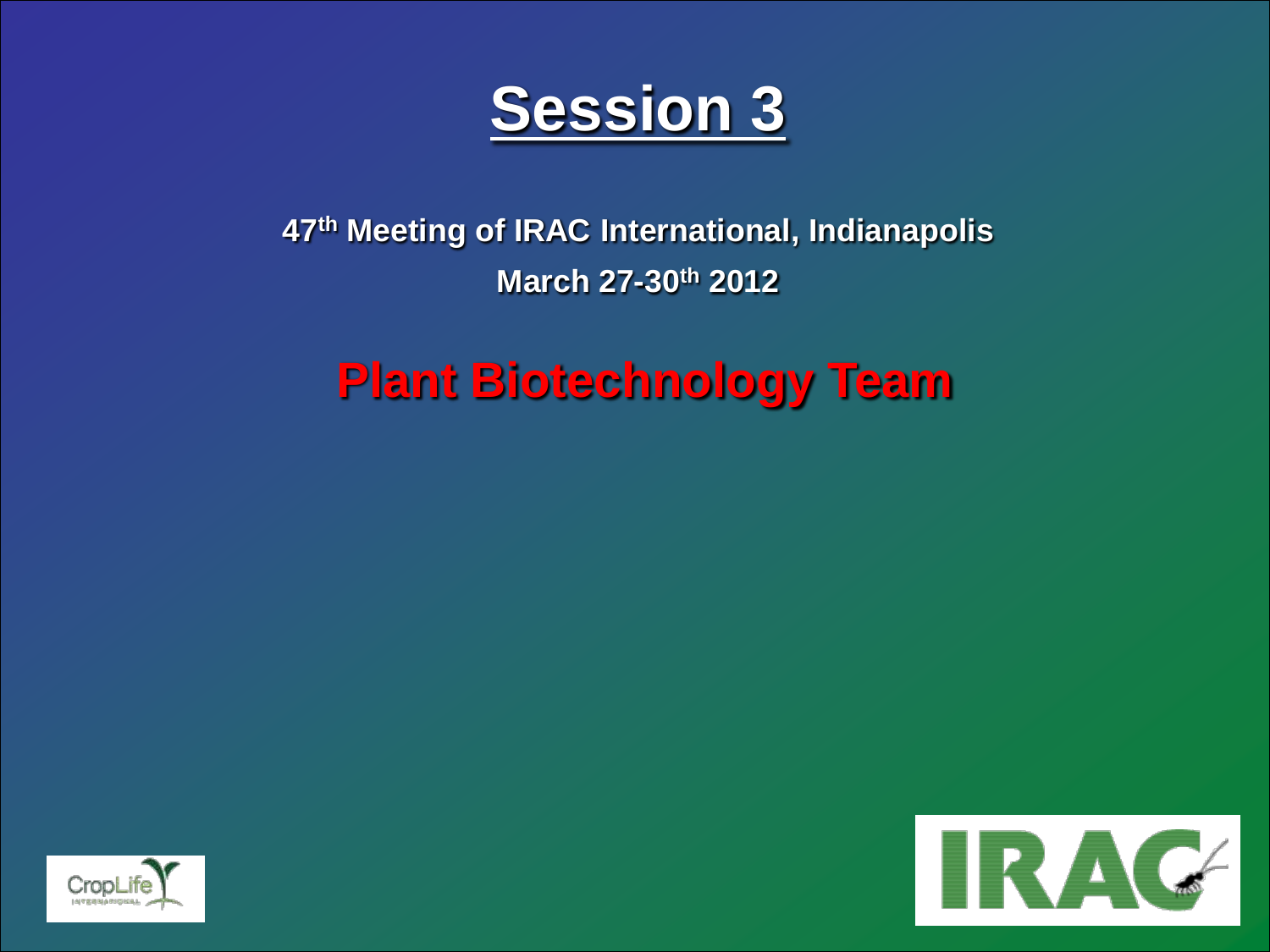# Session 3

**47th Meeting of IRAC International, Indianapolis**

**March 27-30th 2012**

## Plant Biotechnology Team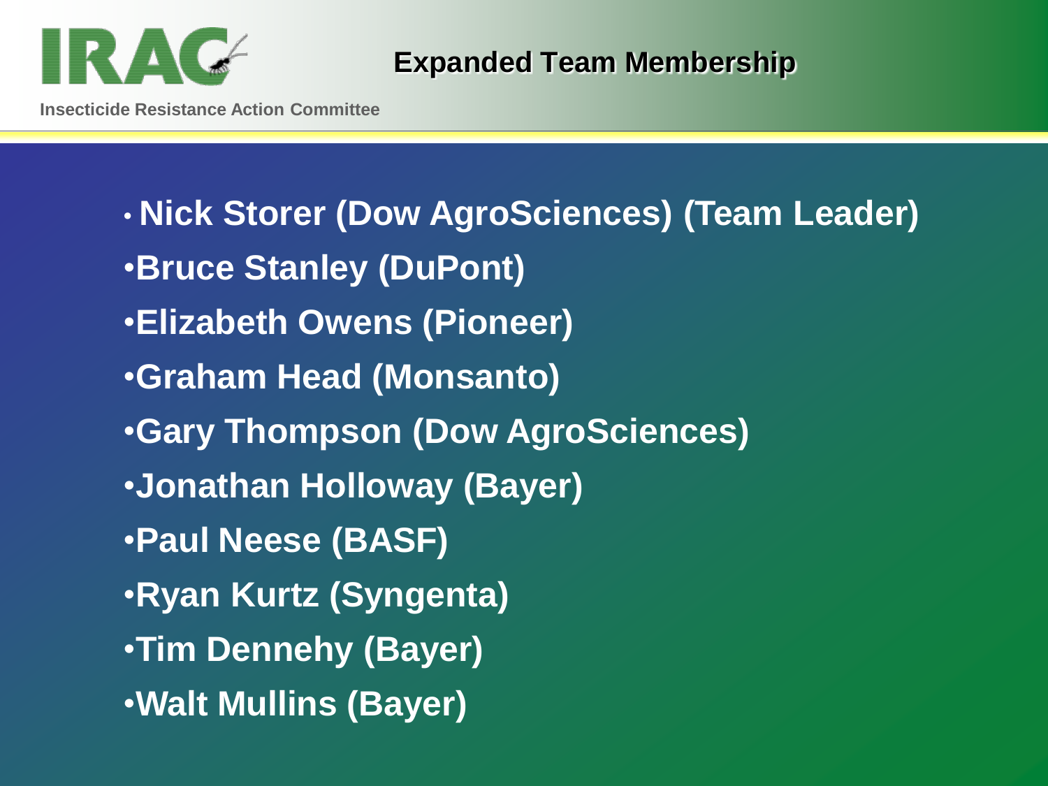## Expanded Team Membership

- Nick Storer (Dow AgroSciences) (Team Leader)
- Bruce Stanley (DuPont)
- Elizabeth Owens (Pioneer)
- Graham Head (Monsanto)
- Gary Thompson (Dow AgroSciences)
- Jonathan Holloway (Bayer)
- Paul Neese (BASF)
- Ryan Kurtz (Syngenta)
- Tim Dennehy (Bayer)
- Walt Mullins (Bayer)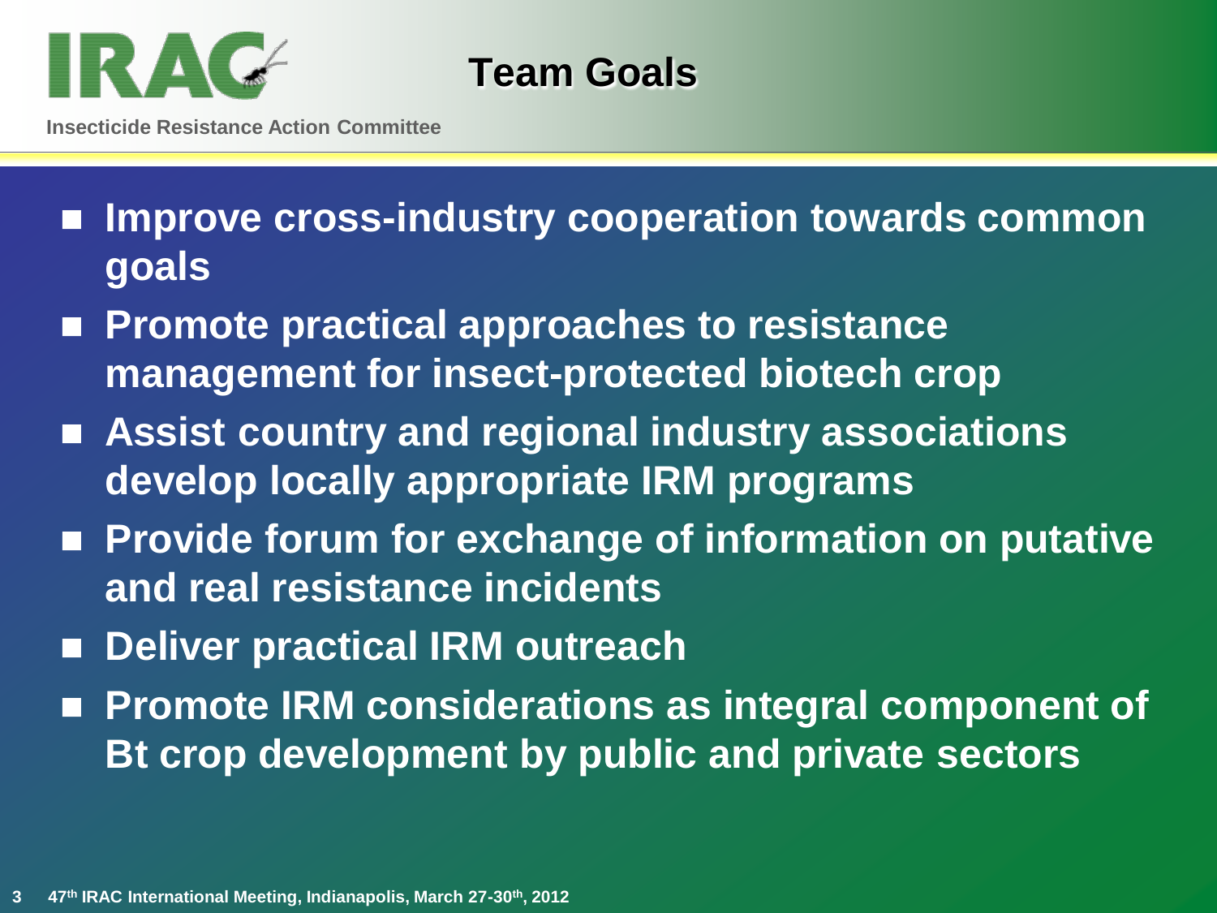# Team Goals

- **Improve cross-industry cooperation towards common goals**
- **Promote practical approaches to resistance management for insect-protected biotech crop**
- **Assist country and regional industry associations develop locally appropriate IRM programs**
- **Provide forum for exchange of information on putative and real resistance incidents**
- **Deliver practical IRM outreach**
- **Promote IRM considerations as integral component of Bt crop development by public and private sectors**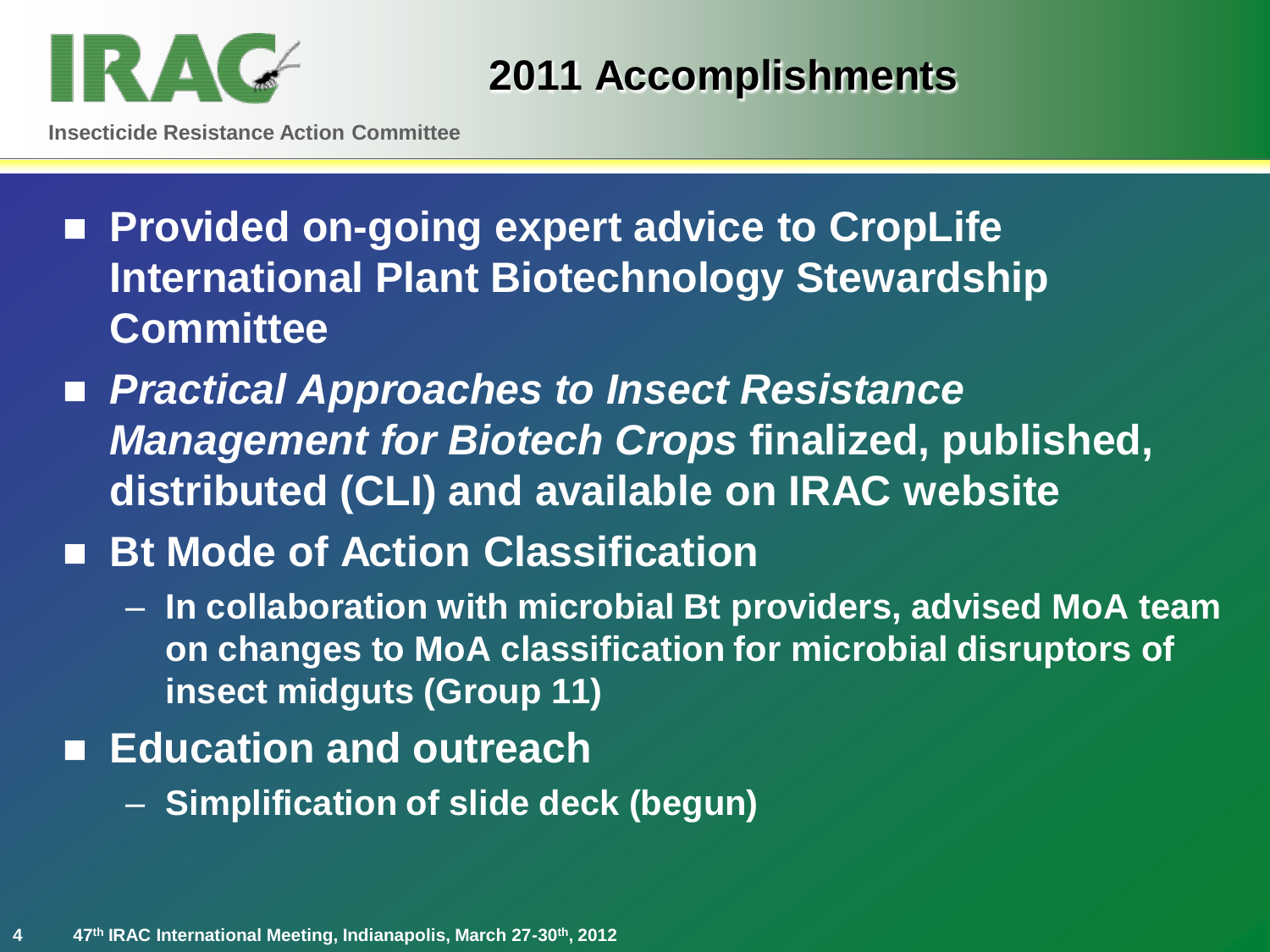## 2011 Accomplishments

- **Provided on-going expert advice to CropLife International Plant Biotechnology Stewardship Committee**
- ***Practical Approaches to Insect Resistance Management for Biotech Crops* finalized, published, distributed (CLI) and available on IRAC website**
- **Bt Mode of Action Classification**
  - **In collaboration with microbial Bt providers, advised MoA team on changes to MoA classification for microbial disruptors of insect midguts (Group 11)**
- **Education and outreach**
  - **Simplification of slide deck (begun)**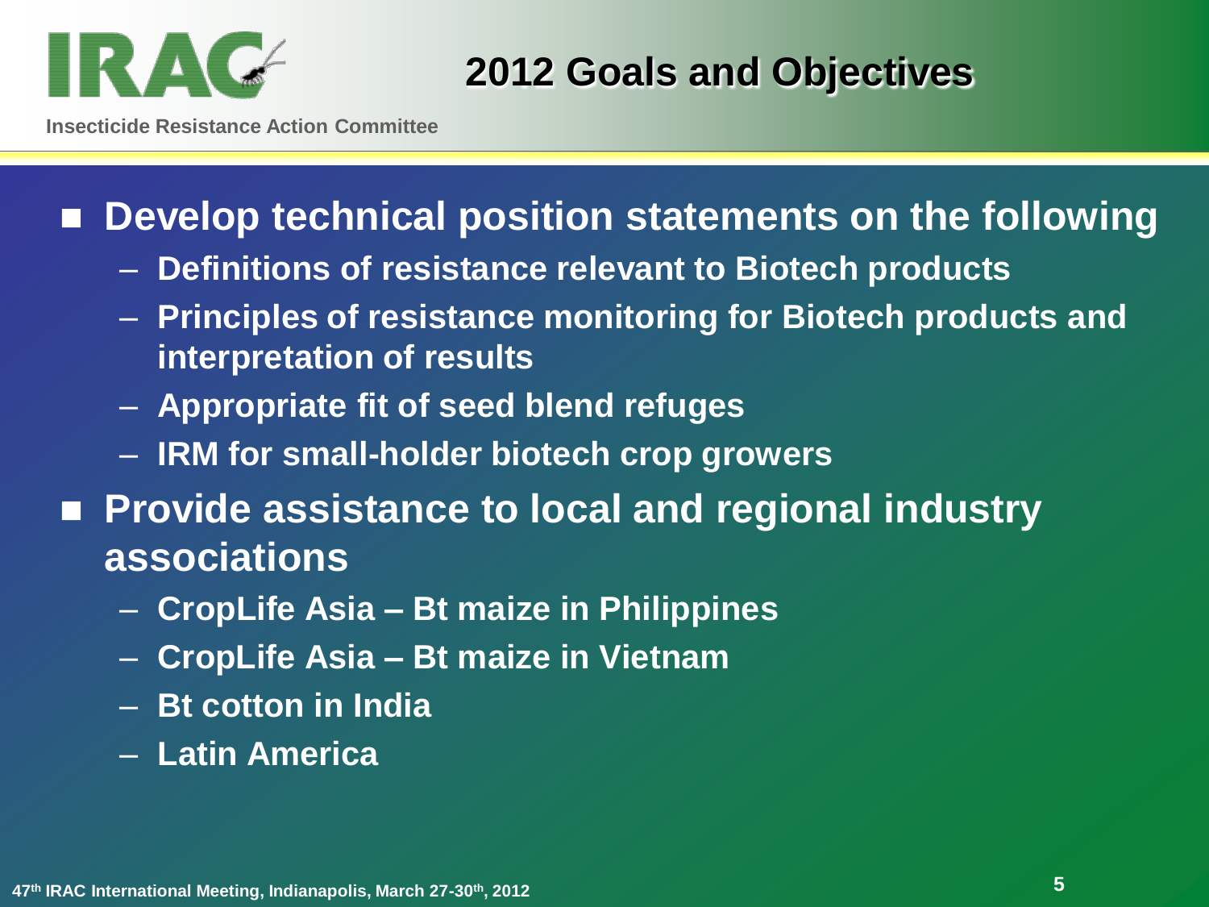# 2012 Goals and Objectives

- **Develop technical position statements on the following**
  - Definitions of resistance relevant to Biotech products
  - Principles of resistance monitoring for Biotech products and interpretation of results
  - Appropriate fit of seed blend refuges
  - IRM for small-holder biotech crop growers
- **Provide assistance to local and regional industry associations**
  - CropLife Asia – Bt maize in Philippines
  - CropLife Asia – Bt maize in Vietnam
  - Bt cotton in India
  - Latin America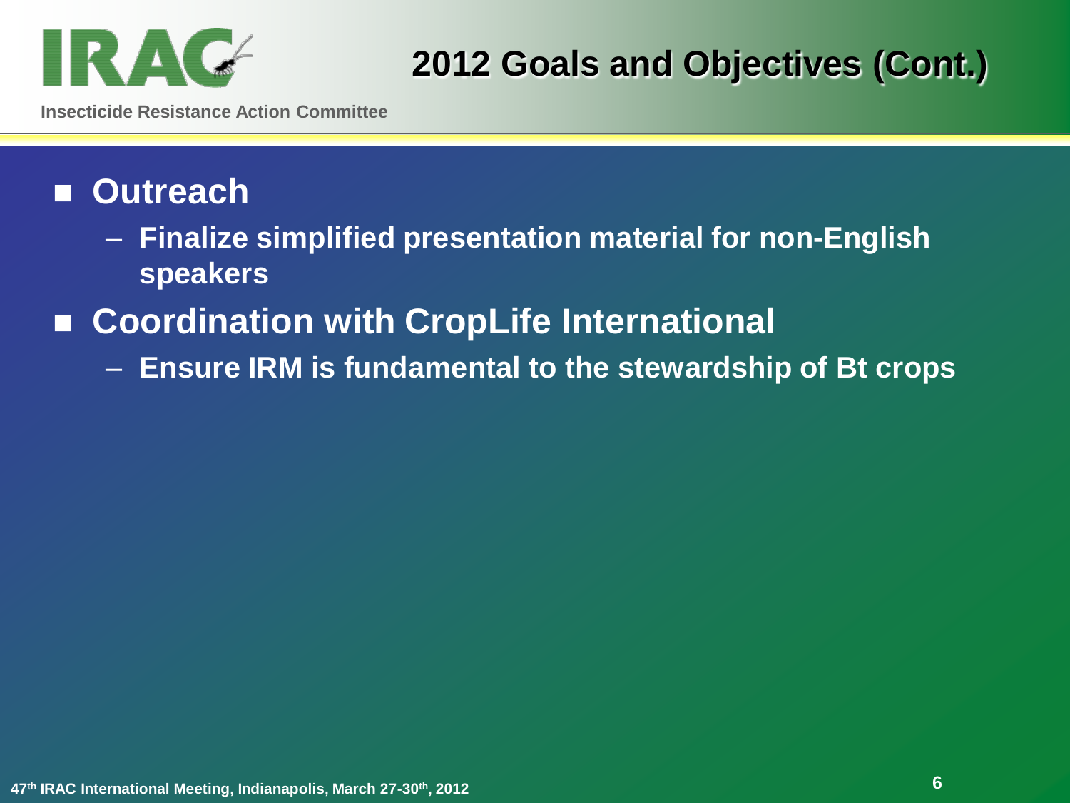# 2012 Goals and Objectives (Cont.)

- **Outreach**
  - **Finalize simplified presentation material for non-English speakers**
- **Coordination with CropLife International**
  - **Ensure IRM is fundamental to the stewardship of Bt crops**